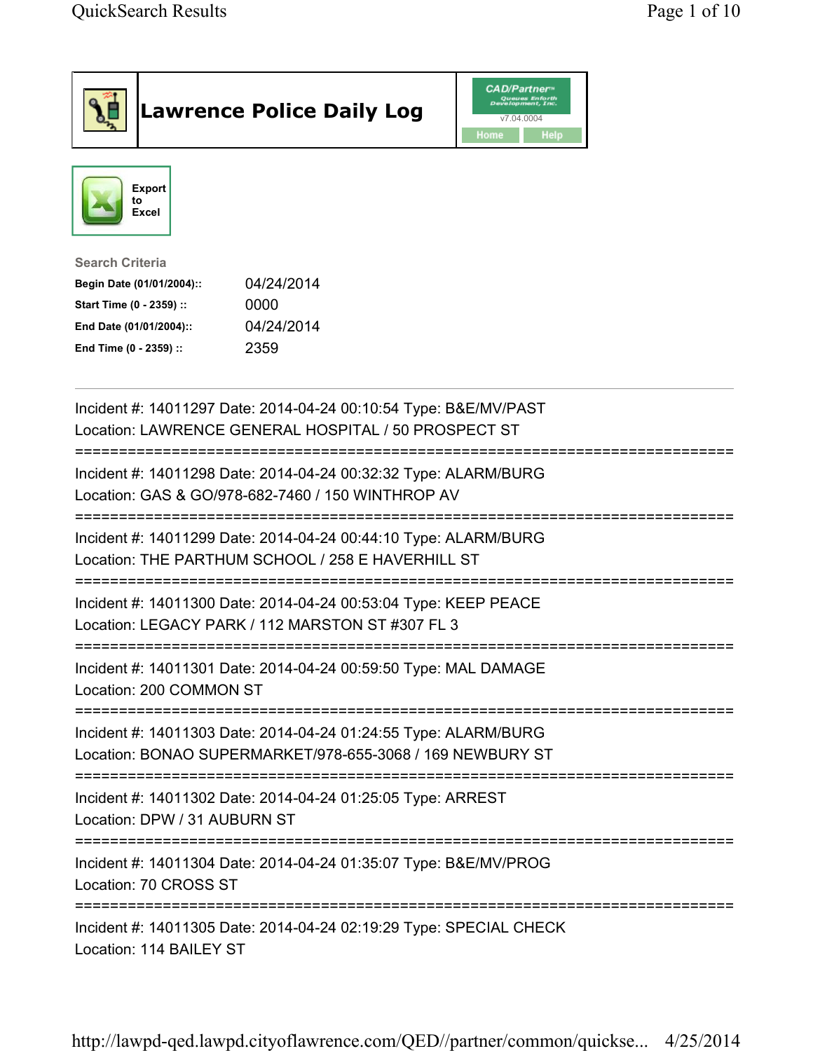# Lawrence Police Daily Log

CAD/Partner™ v7.04.0004

Home | Help

Export to Excel

**Search Criteria**

| | |
|---|---|
| **Begin Date (01/01/2004)::** | 04/24/2014 |
| **Start Time (0 - 2359) ::** | 0000 |
| **End Date (01/01/2004)::** | 04/24/2014 |
| **End Time (0 - 2359) ::** | 2359 |

---

Incident #: 14011297 Date: 2014-04-24 00:10:54 Type: B&E/MV/PAST
Location: LAWRENCE GENERAL HOSPITAL / 50 PROSPECT ST

===========================================================================

Incident #: 14011298 Date: 2014-04-24 00:32:32 Type: ALARM/BURG
Location: GAS & GO/978-682-7460 / 150 WINTHROP AV

===========================================================================

Incident #: 14011299 Date: 2014-04-24 00:44:10 Type: ALARM/BURG
Location: THE PARTHUM SCHOOL / 258 E HAVERHILL ST

===========================================================================

Incident #: 14011300 Date: 2014-04-24 00:53:04 Type: KEEP PEACE
Location: LEGACY PARK / 112 MARSTON ST #307 FL 3

===========================================================================

Incident #: 14011301 Date: 2014-04-24 00:59:50 Type: MAL DAMAGE
Location: 200 COMMON ST

===========================================================================

Incident #: 14011303 Date: 2014-04-24 01:24:55 Type: ALARM/BURG
Location: BONAO SUPERMARKET/978-655-3068 / 169 NEWBURY ST

===========================================================================

Incident #: 14011302 Date: 2014-04-24 01:25:05 Type: ARREST
Location: DPW / 31 AUBURN ST

===========================================================================

Incident #: 14011304 Date: 2014-04-24 01:35:07 Type: B&E/MV/PROG
Location: 70 CROSS ST

===========================================================================

Incident #: 14011305 Date: 2014-04-24 02:19:29 Type: SPECIAL CHECK
Location: 114 BAILEY ST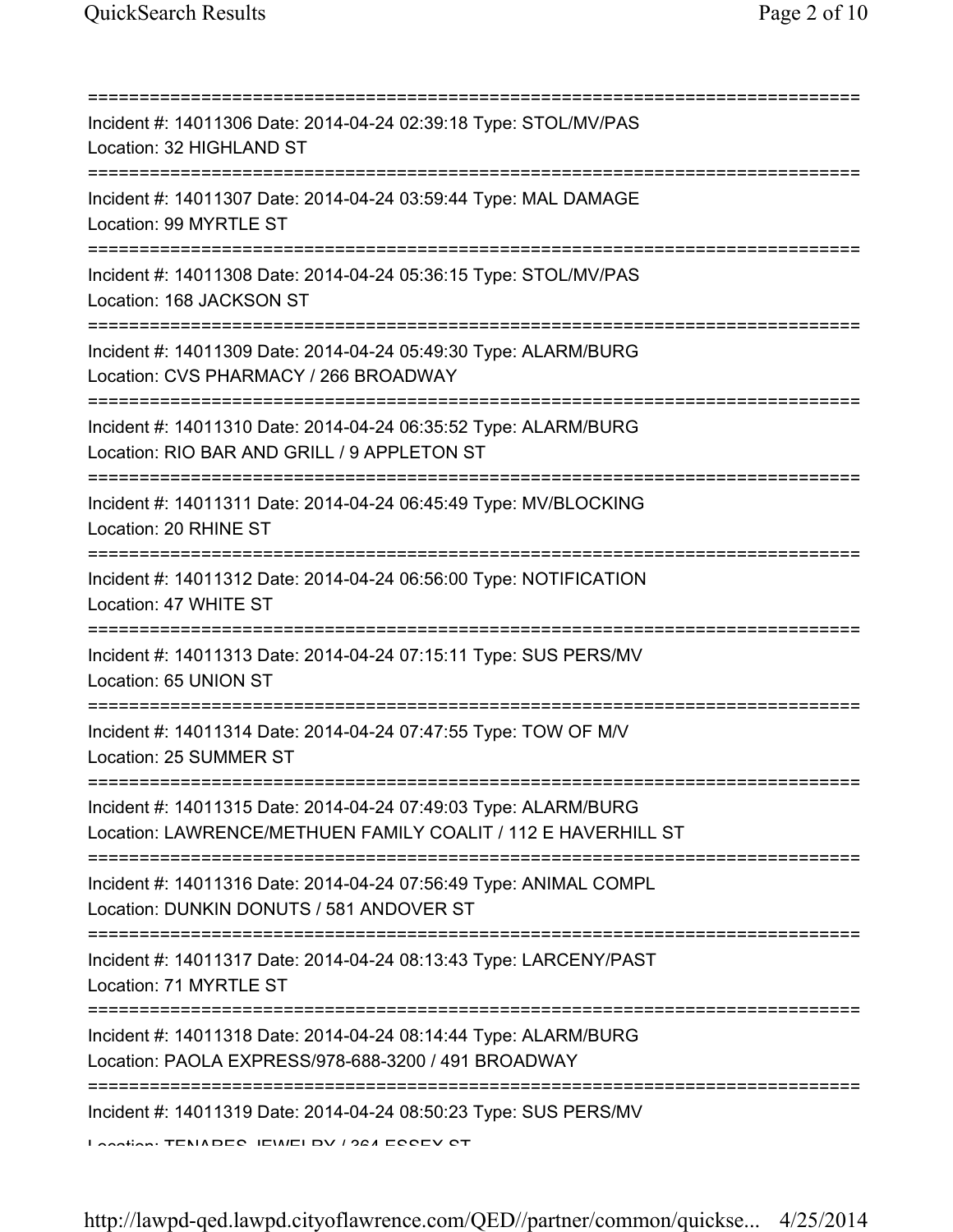===========================================================================

Incident #: 14011306 Date: 2014-04-24 02:39:18 Type: STOL/MV/PAS
Location: 32 HIGHLAND ST

===========================================================================

Incident #: 14011307 Date: 2014-04-24 03:59:44 Type: MAL DAMAGE
Location: 99 MYRTLE ST

===========================================================================

Incident #: 14011308 Date: 2014-04-24 05:36:15 Type: STOL/MV/PAS
Location: 168 JACKSON ST

===========================================================================

Incident #: 14011309 Date: 2014-04-24 05:49:30 Type: ALARM/BURG
Location: CVS PHARMACY / 266 BROADWAY

===========================================================================

Incident #: 14011310 Date: 2014-04-24 06:35:52 Type: ALARM/BURG
Location: RIO BAR AND GRILL / 9 APPLETON ST

===========================================================================

Incident #: 14011311 Date: 2014-04-24 06:45:49 Type: MV/BLOCKING
Location: 20 RHINE ST

===========================================================================

Incident #: 14011312 Date: 2014-04-24 06:56:00 Type: NOTIFICATION
Location: 47 WHITE ST

===========================================================================

Incident #: 14011313 Date: 2014-04-24 07:15:11 Type: SUS PERS/MV
Location: 65 UNION ST

===========================================================================

Incident #: 14011314 Date: 2014-04-24 07:47:55 Type: TOW OF M/V
Location: 25 SUMMER ST

===========================================================================

Incident #: 14011315 Date: 2014-04-24 07:49:03 Type: ALARM/BURG
Location: LAWRENCE/METHUEN FAMILY COALIT / 112 E HAVERHILL ST

===========================================================================

Incident #: 14011316 Date: 2014-04-24 07:56:49 Type: ANIMAL COMPL
Location: DUNKIN DONUTS / 581 ANDOVER ST

===========================================================================

Incident #: 14011317 Date: 2014-04-24 08:13:43 Type: LARCENY/PAST
Location: 71 MYRTLE ST

===========================================================================

Incident #: 14011318 Date: 2014-04-24 08:14:44 Type: ALARM/BURG
Location: PAOLA EXPRESS/978-688-3200 / 491 BROADWAY

===========================================================================

Incident #: 14011319 Date: 2014-04-24 08:50:23 Type: SUS PERS/MV
Location: TENARES JEWELRY / 364 ESSEX ST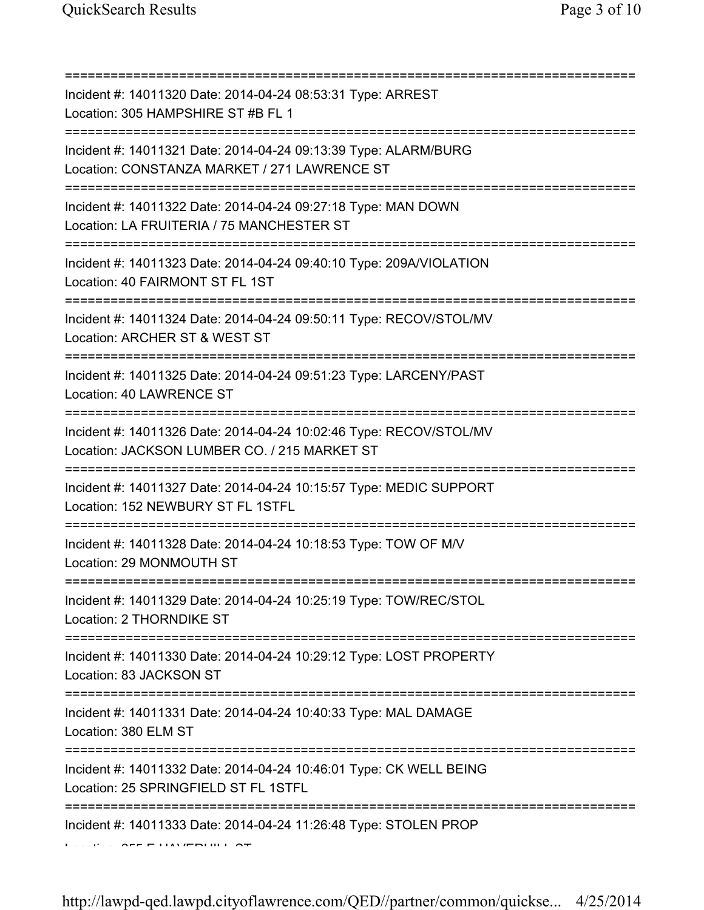===========================================================================

Incident #: 14011320 Date: 2014-04-24 08:53:31 Type: ARREST
Location: 305 HAMPSHIRE ST #B FL 1

===========================================================================

Incident #: 14011321 Date: 2014-04-24 09:13:39 Type: ALARM/BURG
Location: CONSTANZA MARKET / 271 LAWRENCE ST

===========================================================================

Incident #: 14011322 Date: 2014-04-24 09:27:18 Type: MAN DOWN
Location: LA FRUITERIA / 75 MANCHESTER ST

===========================================================================

Incident #: 14011323 Date: 2014-04-24 09:40:10 Type: 209A/VIOLATION
Location: 40 FAIRMONT ST FL 1ST

===========================================================================

Incident #: 14011324 Date: 2014-04-24 09:50:11 Type: RECOV/STOL/MV
Location: ARCHER ST & WEST ST

===========================================================================

Incident #: 14011325 Date: 2014-04-24 09:51:23 Type: LARCENY/PAST
Location: 40 LAWRENCE ST

===========================================================================

Incident #: 14011326 Date: 2014-04-24 10:02:46 Type: RECOV/STOL/MV
Location: JACKSON LUMBER CO. / 215 MARKET ST

===========================================================================

Incident #: 14011327 Date: 2014-04-24 10:15:57 Type: MEDIC SUPPORT
Location: 152 NEWBURY ST FL 1STFL

===========================================================================

Incident #: 14011328 Date: 2014-04-24 10:18:53 Type: TOW OF M/V
Location: 29 MONMOUTH ST

===========================================================================

Incident #: 14011329 Date: 2014-04-24 10:25:19 Type: TOW/REC/STOL
Location: 2 THORNDIKE ST

===========================================================================

Incident #: 14011330 Date: 2014-04-24 10:29:12 Type: LOST PROPERTY
Location: 83 JACKSON ST

===========================================================================

Incident #: 14011331 Date: 2014-04-24 10:40:33 Type: MAL DAMAGE
Location: 380 ELM ST

===========================================================================

Incident #: 14011332 Date: 2014-04-24 10:46:01 Type: CK WELL BEING
Location: 25 SPRINGFIELD ST FL 1STFL

===========================================================================

Incident #: 14011333 Date: 2014-04-24 11:26:48 Type: STOLEN PROP
Location: 255 E HAVERHILL ST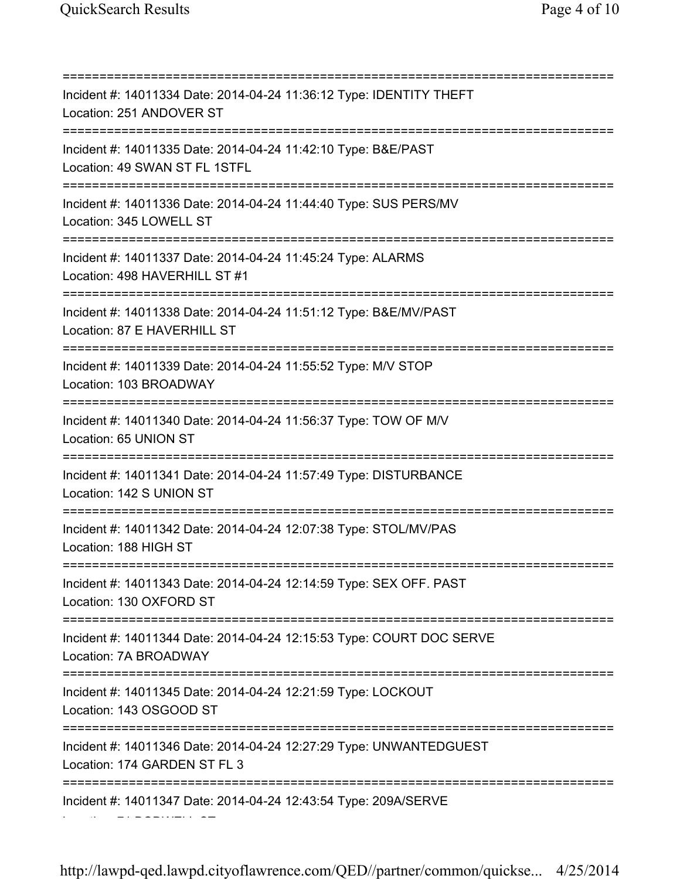===========================================================================
Incident #: 14011334 Date: 2014-04-24 11:36:12 Type: IDENTITY THEFT
Location: 251 ANDOVER ST
===========================================================================
Incident #: 14011335 Date: 2014-04-24 11:42:10 Type: B&E/PAST
Location: 49 SWAN ST FL 1STFL
===========================================================================
Incident #: 14011336 Date: 2014-04-24 11:44:40 Type: SUS PERS/MV
Location: 345 LOWELL ST
===========================================================================
Incident #: 14011337 Date: 2014-04-24 11:45:24 Type: ALARMS
Location: 498 HAVERHILL ST #1
===========================================================================
Incident #: 14011338 Date: 2014-04-24 11:51:12 Type: B&E/MV/PAST
Location: 87 E HAVERHILL ST
===========================================================================
Incident #: 14011339 Date: 2014-04-24 11:55:52 Type: M/V STOP
Location: 103 BROADWAY
===========================================================================
Incident #: 14011340 Date: 2014-04-24 11:56:37 Type: TOW OF M/V
Location: 65 UNION ST
===========================================================================
Incident #: 14011341 Date: 2014-04-24 11:57:49 Type: DISTURBANCE
Location: 142 S UNION ST
===========================================================================
Incident #: 14011342 Date: 2014-04-24 12:07:38 Type: STOL/MV/PAS
Location: 188 HIGH ST
===========================================================================
Incident #: 14011343 Date: 2014-04-24 12:14:59 Type: SEX OFF. PAST
Location: 130 OXFORD ST
===========================================================================
Incident #: 14011344 Date: 2014-04-24 12:15:53 Type: COURT DOC SERVE
Location: 7A BROADWAY
===========================================================================
Incident #: 14011345 Date: 2014-04-24 12:21:59 Type: LOCKOUT
Location: 143 OSGOOD ST
===========================================================================
Incident #: 14011346 Date: 2014-04-24 12:27:29 Type: UNWANTEDGUEST
Location: 174 GARDEN ST FL 3
===========================================================================
Incident #: 14011347 Date: 2014-04-24 12:43:54 Type: 209A/SERVE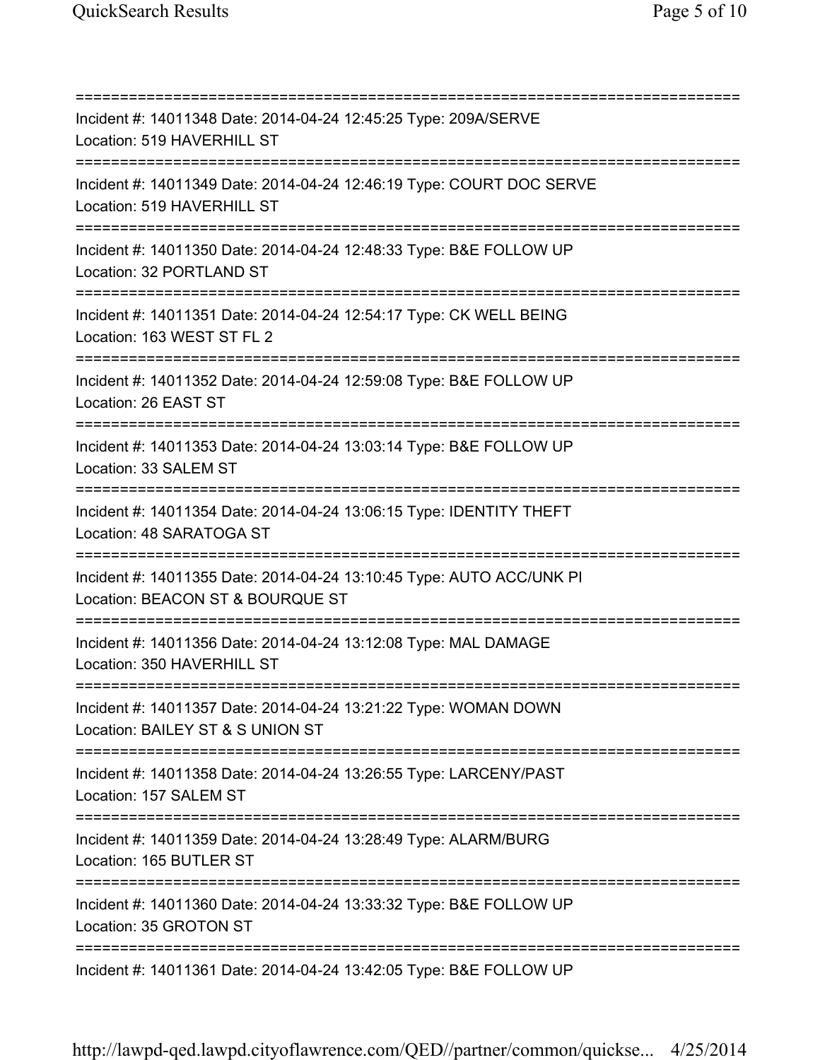===========================================================================

Incident #: 14011348 Date: 2014-04-24 12:45:25 Type: 209A/SERVE

Location: 519 HAVERHILL ST

===========================================================================

Incident #: 14011349 Date: 2014-04-24 12:46:19 Type: COURT DOC SERVE

Location: 519 HAVERHILL ST

===========================================================================

Incident #: 14011350 Date: 2014-04-24 12:48:33 Type: B&E FOLLOW UP

Location: 32 PORTLAND ST

===========================================================================

Incident #: 14011351 Date: 2014-04-24 12:54:17 Type: CK WELL BEING

Location: 163 WEST ST FL 2

===========================================================================

Incident #: 14011352 Date: 2014-04-24 12:59:08 Type: B&E FOLLOW UP

Location: 26 EAST ST

===========================================================================

Incident #: 14011353 Date: 2014-04-24 13:03:14 Type: B&E FOLLOW UP

Location: 33 SALEM ST

===========================================================================

Incident #: 14011354 Date: 2014-04-24 13:06:15 Type: IDENTITY THEFT

Location: 48 SARATOGA ST

===========================================================================

Incident #: 14011355 Date: 2014-04-24 13:10:45 Type: AUTO ACC/UNK PI

Location: BEACON ST & BOURQUE ST

===========================================================================

Incident #: 14011356 Date: 2014-04-24 13:12:08 Type: MAL DAMAGE

Location: 350 HAVERHILL ST

===========================================================================

Incident #: 14011357 Date: 2014-04-24 13:21:22 Type: WOMAN DOWN

Location: BAILEY ST & S UNION ST

===========================================================================

Incident #: 14011358 Date: 2014-04-24 13:26:55 Type: LARCENY/PAST

Location: 157 SALEM ST

===========================================================================

Incident #: 14011359 Date: 2014-04-24 13:28:49 Type: ALARM/BURG

Location: 165 BUTLER ST

===========================================================================

Incident #: 14011360 Date: 2014-04-24 13:33:32 Type: B&E FOLLOW UP

Location: 35 GROTON ST

===========================================================================

Incident #: 14011361 Date: 2014-04-24 13:42:05 Type: B&E FOLLOW UP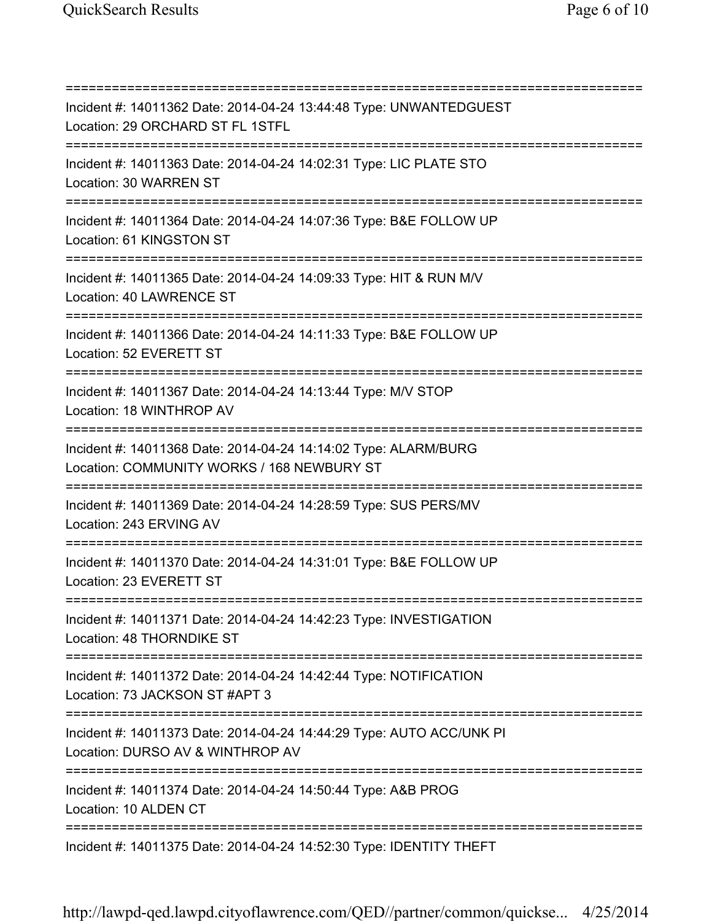===========================================================================

Incident #: 14011362 Date: 2014-04-24 13:44:48 Type: UNWANTEDGUEST
Location: 29 ORCHARD ST FL 1STFL

===========================================================================

Incident #: 14011363 Date: 2014-04-24 14:02:31 Type: LIC PLATE STO
Location: 30 WARREN ST

===========================================================================

Incident #: 14011364 Date: 2014-04-24 14:07:36 Type: B&E FOLLOW UP
Location: 61 KINGSTON ST

===========================================================================

Incident #: 14011365 Date: 2014-04-24 14:09:33 Type: HIT & RUN M/V
Location: 40 LAWRENCE ST

===========================================================================

Incident #: 14011366 Date: 2014-04-24 14:11:33 Type: B&E FOLLOW UP
Location: 52 EVERETT ST

===========================================================================

Incident #: 14011367 Date: 2014-04-24 14:13:44 Type: M/V STOP
Location: 18 WINTHROP AV

===========================================================================

Incident #: 14011368 Date: 2014-04-24 14:14:02 Type: ALARM/BURG
Location: COMMUNITY WORKS / 168 NEWBURY ST

===========================================================================

Incident #: 14011369 Date: 2014-04-24 14:28:59 Type: SUS PERS/MV
Location: 243 ERVING AV

===========================================================================

Incident #: 14011370 Date: 2014-04-24 14:31:01 Type: B&E FOLLOW UP
Location: 23 EVERETT ST

===========================================================================

Incident #: 14011371 Date: 2014-04-24 14:42:23 Type: INVESTIGATION
Location: 48 THORNDIKE ST

===========================================================================

Incident #: 14011372 Date: 2014-04-24 14:42:44 Type: NOTIFICATION
Location: 73 JACKSON ST #APT 3

===========================================================================

Incident #: 14011373 Date: 2014-04-24 14:44:29 Type: AUTO ACC/UNK PI
Location: DURSO AV & WINTHROP AV

===========================================================================

Incident #: 14011374 Date: 2014-04-24 14:50:44 Type: A&B PROG
Location: 10 ALDEN CT

===========================================================================

Incident #: 14011375 Date: 2014-04-24 14:52:30 Type: IDENTITY THEFT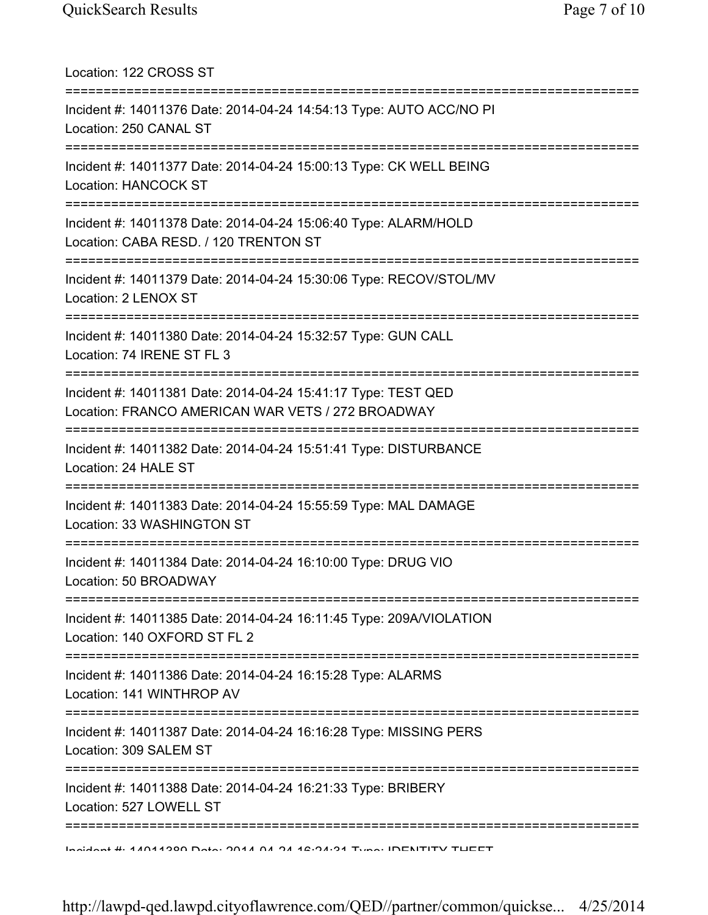Location: 122 CROSS ST

===========================================================================

Incident #: 14011376 Date: 2014-04-24 14:54:13 Type: AUTO ACC/NO PI
Location: 250 CANAL ST

===========================================================================

Incident #: 14011377 Date: 2014-04-24 15:00:13 Type: CK WELL BEING
Location: HANCOCK ST

===========================================================================

Incident #: 14011378 Date: 2014-04-24 15:06:40 Type: ALARM/HOLD
Location: CABA RESD. / 120 TRENTON ST

===========================================================================

Incident #: 14011379 Date: 2014-04-24 15:30:06 Type: RECOV/STOL/MV
Location: 2 LENOX ST

===========================================================================

Incident #: 14011380 Date: 2014-04-24 15:32:57 Type: GUN CALL
Location: 74 IRENE ST FL 3

===========================================================================

Incident #: 14011381 Date: 2014-04-24 15:41:17 Type: TEST QED
Location: FRANCO AMERICAN WAR VETS / 272 BROADWAY

===========================================================================

Incident #: 14011382 Date: 2014-04-24 15:51:41 Type: DISTURBANCE
Location: 24 HALE ST

===========================================================================

Incident #: 14011383 Date: 2014-04-24 15:55:59 Type: MAL DAMAGE
Location: 33 WASHINGTON ST

===========================================================================

Incident #: 14011384 Date: 2014-04-24 16:10:00 Type: DRUG VIO
Location: 50 BROADWAY

===========================================================================

Incident #: 14011385 Date: 2014-04-24 16:11:45 Type: 209A/VIOLATION
Location: 140 OXFORD ST FL 2

===========================================================================

Incident #: 14011386 Date: 2014-04-24 16:15:28 Type: ALARMS
Location: 141 WINTHROP AV

===========================================================================

Incident #: 14011387 Date: 2014-04-24 16:16:28 Type: MISSING PERS
Location: 309 SALEM ST

===========================================================================

Incident #: 14011388 Date: 2014-04-24 16:21:33 Type: BRIBERY
Location: 527 LOWELL ST

===========================================================================

Incident #: 14011389 Date: 2014-04-24 16:24:31 Type: IDENTITY THEFT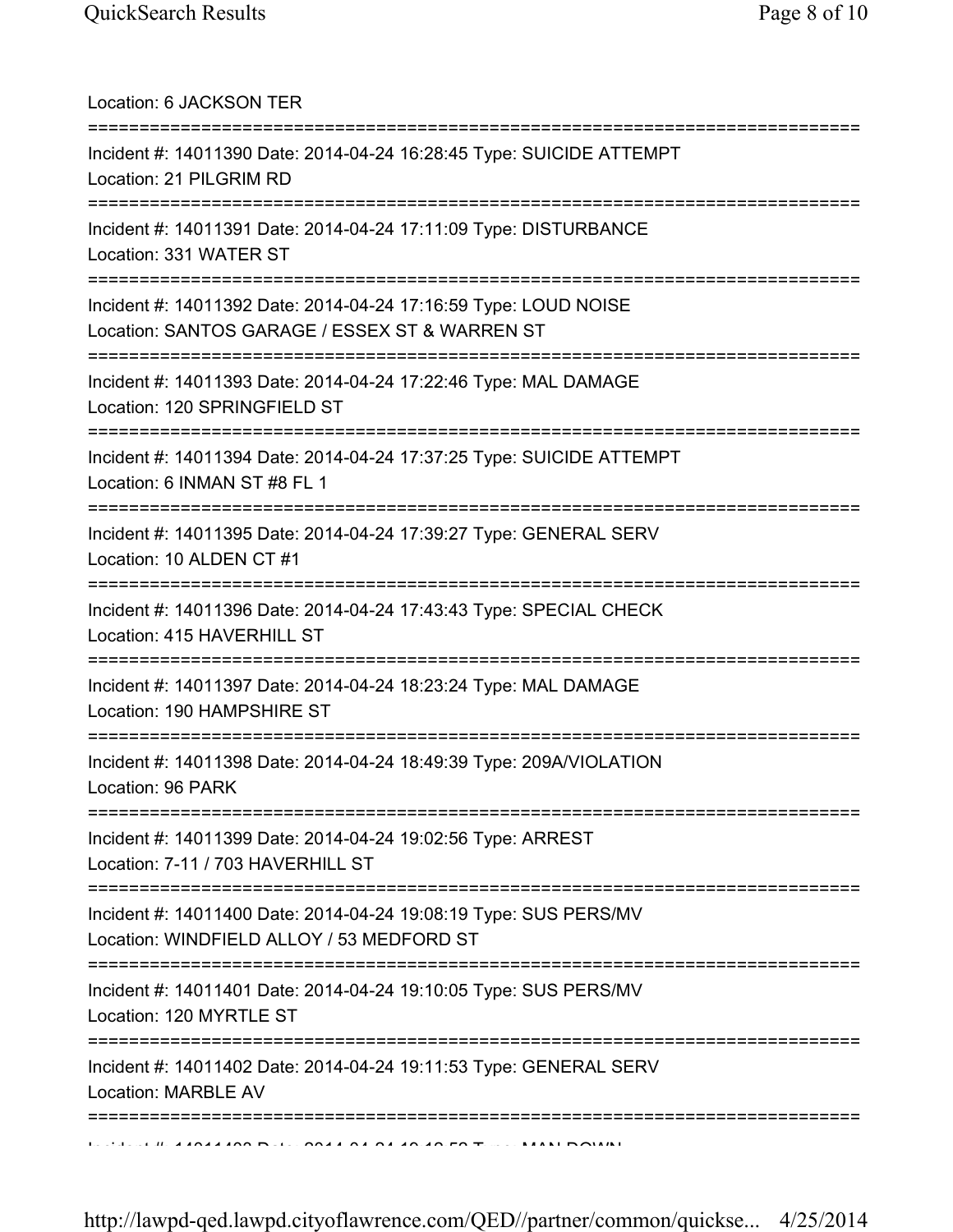Location: 6 JACKSON TER

===========================================================================

Incident #: 14011390 Date: 2014-04-24 16:28:45 Type: SUICIDE ATTEMPT

Location: 21 PILGRIM RD

===========================================================================

Incident #: 14011391 Date: 2014-04-24 17:11:09 Type: DISTURBANCE

Location: 331 WATER ST

===========================================================================

Incident #: 14011392 Date: 2014-04-24 17:16:59 Type: LOUD NOISE

Location: SANTOS GARAGE / ESSEX ST & WARREN ST

===========================================================================

Incident #: 14011393 Date: 2014-04-24 17:22:46 Type: MAL DAMAGE

Location: 120 SPRINGFIELD ST

===========================================================================

Incident #: 14011394 Date: 2014-04-24 17:37:25 Type: SUICIDE ATTEMPT

Location: 6 INMAN ST #8 FL 1

===========================================================================

Incident #: 14011395 Date: 2014-04-24 17:39:27 Type: GENERAL SERV

Location: 10 ALDEN CT #1

===========================================================================

Incident #: 14011396 Date: 2014-04-24 17:43:43 Type: SPECIAL CHECK

Location: 415 HAVERHILL ST

===========================================================================

Incident #: 14011397 Date: 2014-04-24 18:23:24 Type: MAL DAMAGE

Location: 190 HAMPSHIRE ST

===========================================================================

Incident #: 14011398 Date: 2014-04-24 18:49:39 Type: 209A/VIOLATION

Location: 96 PARK

===========================================================================

Incident #: 14011399 Date: 2014-04-24 19:02:56 Type: ARREST

Location: 7-11 / 703 HAVERHILL ST

===========================================================================

Incident #: 14011400 Date: 2014-04-24 19:08:19 Type: SUS PERS/MV

Location: WINDFIELD ALLOY / 53 MEDFORD ST

===========================================================================

Incident #: 14011401 Date: 2014-04-24 19:10:05 Type: SUS PERS/MV

Location: 120 MYRTLE ST

===========================================================================

Incident #: 14011402 Date: 2014-04-24 19:11:53 Type: GENERAL SERV

Location: MARBLE AV

===========================================================================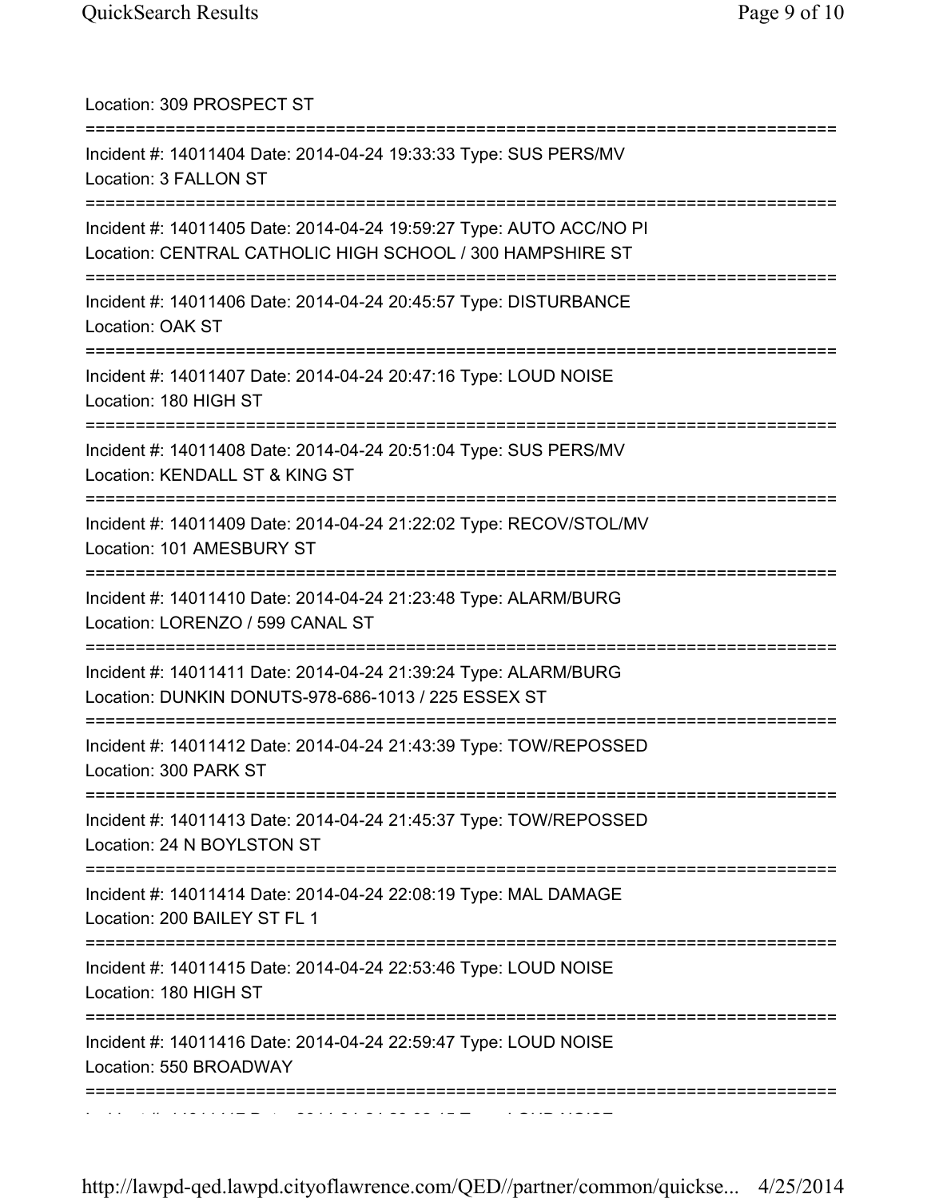Location: 309 PROSPECT ST

===========================================================================

Incident #: 14011404 Date: 2014-04-24 19:33:33 Type: SUS PERS/MV
Location: 3 FALLON ST

===========================================================================

Incident #: 14011405 Date: 2014-04-24 19:59:27 Type: AUTO ACC/NO PI
Location: CENTRAL CATHOLIC HIGH SCHOOL / 300 HAMPSHIRE ST

===========================================================================

Incident #: 14011406 Date: 2014-04-24 20:45:57 Type: DISTURBANCE
Location: OAK ST

===========================================================================

Incident #: 14011407 Date: 2014-04-24 20:47:16 Type: LOUD NOISE
Location: 180 HIGH ST

===========================================================================

Incident #: 14011408 Date: 2014-04-24 20:51:04 Type: SUS PERS/MV
Location: KENDALL ST & KING ST

===========================================================================

Incident #: 14011409 Date: 2014-04-24 21:22:02 Type: RECOV/STOL/MV
Location: 101 AMESBURY ST

===========================================================================

Incident #: 14011410 Date: 2014-04-24 21:23:48 Type: ALARM/BURG
Location: LORENZO / 599 CANAL ST

===========================================================================

Incident #: 14011411 Date: 2014-04-24 21:39:24 Type: ALARM/BURG
Location: DUNKIN DONUTS-978-686-1013 / 225 ESSEX ST

===========================================================================

Incident #: 14011412 Date: 2014-04-24 21:43:39 Type: TOW/REPOSSED
Location: 300 PARK ST

===========================================================================

Incident #: 14011413 Date: 2014-04-24 21:45:37 Type: TOW/REPOSSED
Location: 24 N BOYLSTON ST

===========================================================================

Incident #: 14011414 Date: 2014-04-24 22:08:19 Type: MAL DAMAGE
Location: 200 BAILEY ST FL 1

===========================================================================

Incident #: 14011415 Date: 2014-04-24 22:53:46 Type: LOUD NOISE
Location: 180 HIGH ST

===========================================================================

Incident #: 14011416 Date: 2014-04-24 22:59:47 Type: LOUD NOISE
Location: 550 BROADWAY

===========================================================================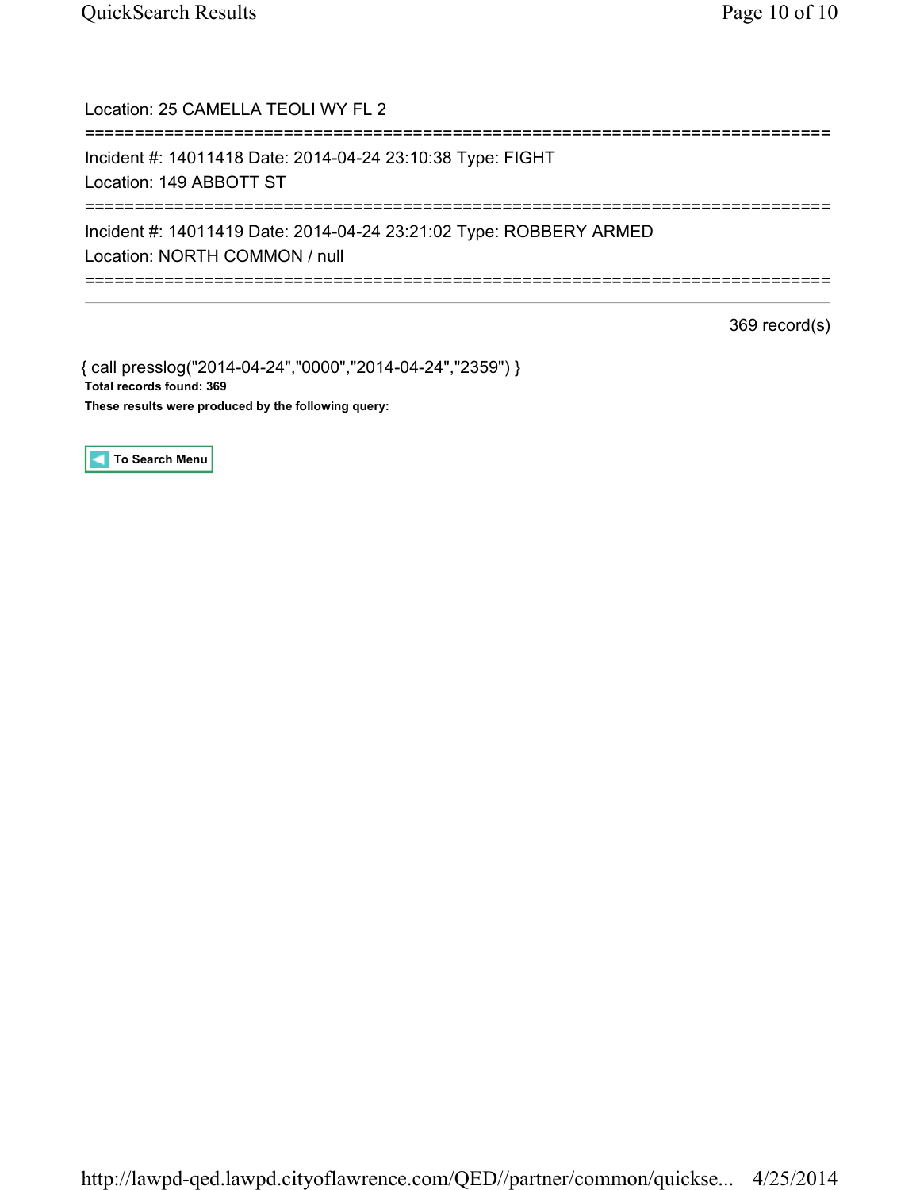Location: 25 CAMELLA TEOLI WY FL 2

===========================================================================

Incident #: 14011418 Date: 2014-04-24 23:10:38 Type: FIGHT

Location: 149 ABBOTT ST

===========================================================================

Incident #: 14011419 Date: 2014-04-24 23:21:02 Type: ROBBERY ARMED

Location: NORTH COMMON / null

===========================================================================

369 record(s)

{ call presslog("2014-04-24","0000","2014-04-24","2359") }

**Total records found: 369**

**These results were produced by the following query:**

**To Search Menu**